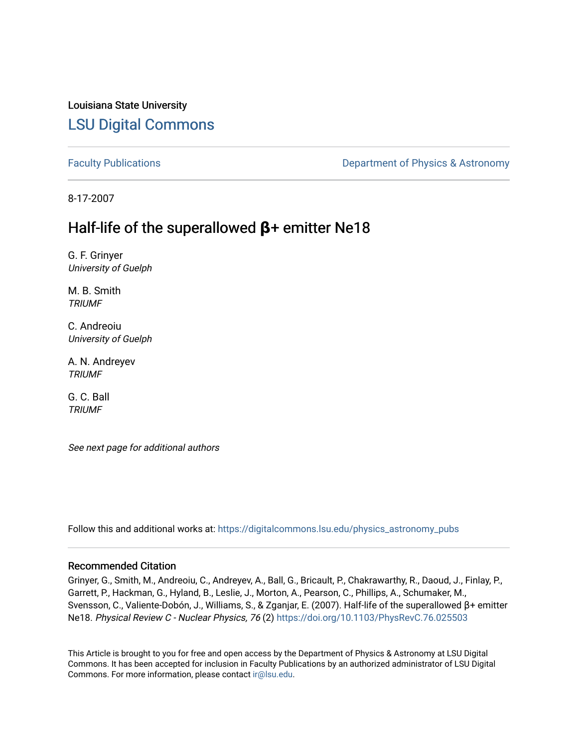Louisiana State University

# LSU Digital Commons

Faculty Publications | Department of Physics & Astronomy

8-17-2007

## Half-life of the superallowed **β+** emitter Ne18

G. F. Grinyer
*University of Guelph*

M. B. Smith
*TRIUMF*

C. Andreoiu
*University of Guelph*

A. N. Andreyev
*TRIUMF*

G. C. Ball
*TRIUMF*

*See next page for additional authors*

Follow this and additional works at: https://digitalcommons.lsu.edu/physics_astronomy_pubs

### Recommended Citation

Grinyer, G., Smith, M., Andreoiu, C., Andreyev, A., Ball, G., Bricault, P., Chakrawarthy, R., Daoud, J., Finlay, P., Garrett, P., Hackman, G., Hyland, B., Leslie, J., Morton, A., Pearson, C., Phillips, A., Schumaker, M., Svensson, C., Valiente-Dobón, J., Williams, S., & Zganjar, E. (2007). Half-life of the superallowed β+ emitter Ne18. *Physical Review C - Nuclear Physics, 76* (2) https://doi.org/10.1103/PhysRevC.76.025503

This Article is brought to you for free and open access by the Department of Physics & Astronomy at LSU Digital Commons. It has been accepted for inclusion in Faculty Publications by an authorized administrator of LSU Digital Commons. For more information, please contact ir@lsu.edu.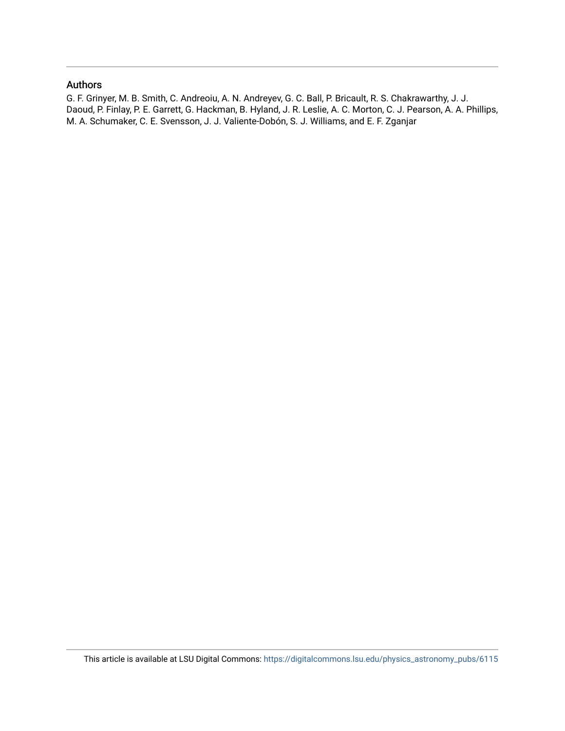## Authors

G. F. Grinyer, M. B. Smith, C. Andreoiu, A. N. Andreyev, G. C. Ball, P. Bricault, R. S. Chakrawarthy, J. J. Daoud, P. Finlay, P. E. Garrett, G. Hackman, B. Hyland, J. R. Leslie, A. C. Morton, C. J. Pearson, A. A. Phillips, M. A. Schumaker, C. E. Svensson, J. J. Valiente-Dobón, S. J. Williams, and E. F. Zganjar

This article is available at LSU Digital Commons: https://digitalcommons.lsu.edu/physics_astronomy_pubs/6115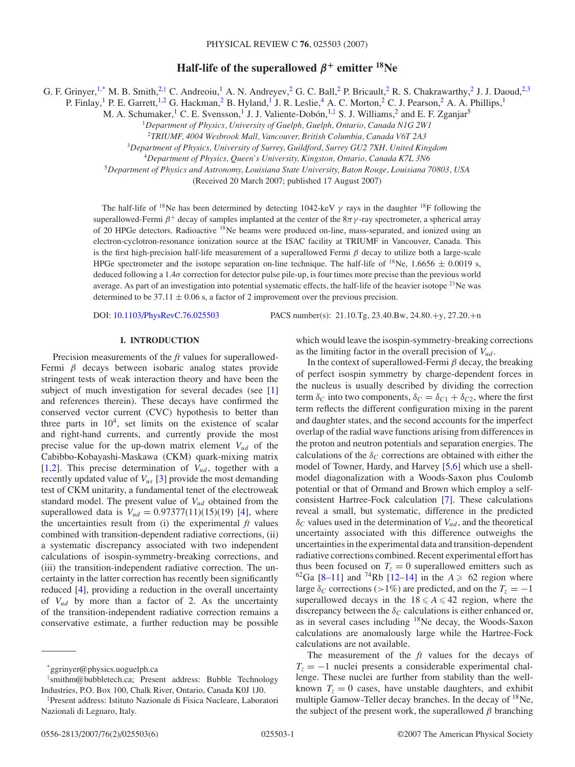# Half-life of the superallowed $\beta^+$ emitter $^{18}$Ne

G. F. Grinyer,[1,*] M. B. Smith,[2,†] C. Andreoiu,[1] A. N. Andreyev,[2] G. C. Ball,[2] P. Bricault,[2] R. S. Chakrawarthy,[2] J. J. Daoud,[2,3] P. Finlay,[1] P. E. Garrett,[1,2] G. Hackman,[2] B. Hyland,[1] J. R. Leslie,[4] A. C. Morton,[2] C. J. Pearson,[2] A. A. Phillips,[1] M. A. Schumaker,[1] C. E. Svensson,[1] J. J. Valiente-Dobón,[1,‡] S. J. Williams,[2] and E. F. Zganjar[5]

[1]*Department of Physics, University of Guelph, Guelph, Ontario, Canada N1G 2W1*
[2]*TRIUMF, 4004 Wesbrook Mall, Vancouver, British Columbia, Canada V6T 2A3*
[3]*Department of Physics, University of Surrey, Guildford, Surrey GU2 7XH, United Kingdom*
[4]*Department of Physics, Queen's University, Kingston, Ontario, Canada K7L 3N6*
[5]*Department of Physics and Astronomy, Louisiana State University, Baton Rouge, Louisiana 70803, USA*

(Received 20 March 2007; published 17 August 2007)

The half-life of $^{18}$Ne has been determined by detecting 1042-keV $\gamma$ rays in the daughter $^{18}$F following the superallowed-Fermi $\beta^+$ decay of samples implanted at the center of the $8\pi\gamma$-ray spectrometer, a spherical array of 20 HPGe detectors. Radioactive $^{18}$Ne beams were produced on-line, mass-separated, and ionized using an electron-cyclotron-resonance ionization source at the ISAC facility at TRIUMF in Vancouver, Canada. This is the first high-precision half-life measurement of a superallowed Fermi $\beta$ decay to utilize both a large-scale HPGe spectrometer and the isotope separation on-line technique. The half-life of $^{18}$Ne, $1.6656 \pm 0.0019$ s, deduced following a $1.4\sigma$ correction for detector pulse pile-up, is four times more precise than the previous world average. As part of an investigation into potential systematic effects, the half-life of the heavier isotope $^{23}$Ne was determined to be $37.11 \pm 0.06$ s, a factor of 2 improvement over the previous precision.

DOI: 10.1103/PhysRevC.76.025503 PACS number(s): 21.10.Tg, 23.40.Bw, 24.80.+y, 27.20.+n

## I. INTRODUCTION

Precision measurements of the *ft* values for superallowed-Fermi $\beta$ decays between isobaric analog states provide stringent tests of weak interaction theory and have been the subject of much investigation for several decades (see [1] and references therein). These decays have confirmed the conserved vector current (CVC) hypothesis to better than three parts in $10^4$, set limits on the existence of scalar and right-hand currents, and currently provide the most precise value for the up-down matrix element $V_{ud}$ of the Cabibbo-Kobayashi-Maskawa (CKM) quark-mixing matrix [1,2]. This precise determination of $V_{ud}$, together with a recently updated value of $V_{us}$ [3] provide the most demanding test of CKM unitarity, a fundamental tenet of the electroweak standard model. The present value of $V_{ud}$ obtained from the superallowed data is $V_{ud} = 0.97377(11)(15)(19)$ [4], where the uncertainties result from (i) the experimental *ft* values combined with transition-dependent radiative corrections, (ii) a systematic discrepancy associated with two independent calculations of isospin-symmetry-breaking corrections, and (iii) the transition-independent radiative correction. The uncertainty in the latter correction has recently been significantly reduced [4], providing a reduction in the overall uncertainty of $V_{ud}$ by more than a factor of 2. As the uncertainty of the transition-independent radiative correction remains a conservative estimate, a further reduction may be possible which would leave the isospin-symmetry-breaking corrections as the limiting factor in the overall precision of $V_{ud}$.

In the context of superallowed-Fermi $\beta$ decay, the breaking of perfect isospin symmetry by charge-dependent forces in the nucleus is usually described by dividing the correction term $\delta_C$ into two components, $\delta_C = \delta_{C1} + \delta_{C2}$, where the first term reflects the different configuration mixing in the parent and daughter states, and the second accounts for the imperfect overlap of the radial wave functions arising from differences in the proton and neutron potentials and separation energies. The calculations of the $\delta_C$ corrections are obtained with either the model of Towner, Hardy, and Harvey [5,6] which use a shell-model diagonalization with a Woods-Saxon plus Coulomb potential or that of Ormand and Brown which employ a self-consistent Hartree-Fock calculation [7]. These calculations reveal a small, but systematic, difference in the predicted $\delta_C$ values used in the determination of $V_{ud}$, and the theoretical uncertainty associated with this difference outweighs the uncertainties in the experimental data and transition-dependent radiative corrections combined. Recent experimental effort has thus been focused on $T_z = 0$ superallowed emitters such as $^{62}$Ga [8–11] and $^{74}$Rb [12–14] in the $A \geqslant 62$ region where large $\delta_C$ corrections (>1%) are predicted, and on the $T_z = -1$ superallowed decays in the $18 \leqslant A \leqslant 42$ region, where the discrepancy between the $\delta_C$ calculations is either enhanced or, as in several cases including $^{18}$Ne decay, the Woods-Saxon calculations are anomalously large while the Hartree-Fock calculations are not available.

The measurement of the *ft* values for the decays of $T_z = -1$ nuclei presents a considerable experimental challenge. These nuclei are further from stability than the well-known $T_z = 0$ cases, have unstable daughters, and exhibit multiple Gamow-Teller decay branches. In the decay of $^{18}$Ne, the subject of the present work, the superallowed $\beta$ branching

---

*ggrinyer@physics.uoguelph.ca

†smithm@bubbletech.ca; Present address: Bubble Technology Industries, P.O. Box 100, Chalk River, Ontario, Canada K0J 1J0.

‡Present address: Istituto Nazionale di Fisica Nucleare, Laboratori Nazionali di Legnaro, Italy.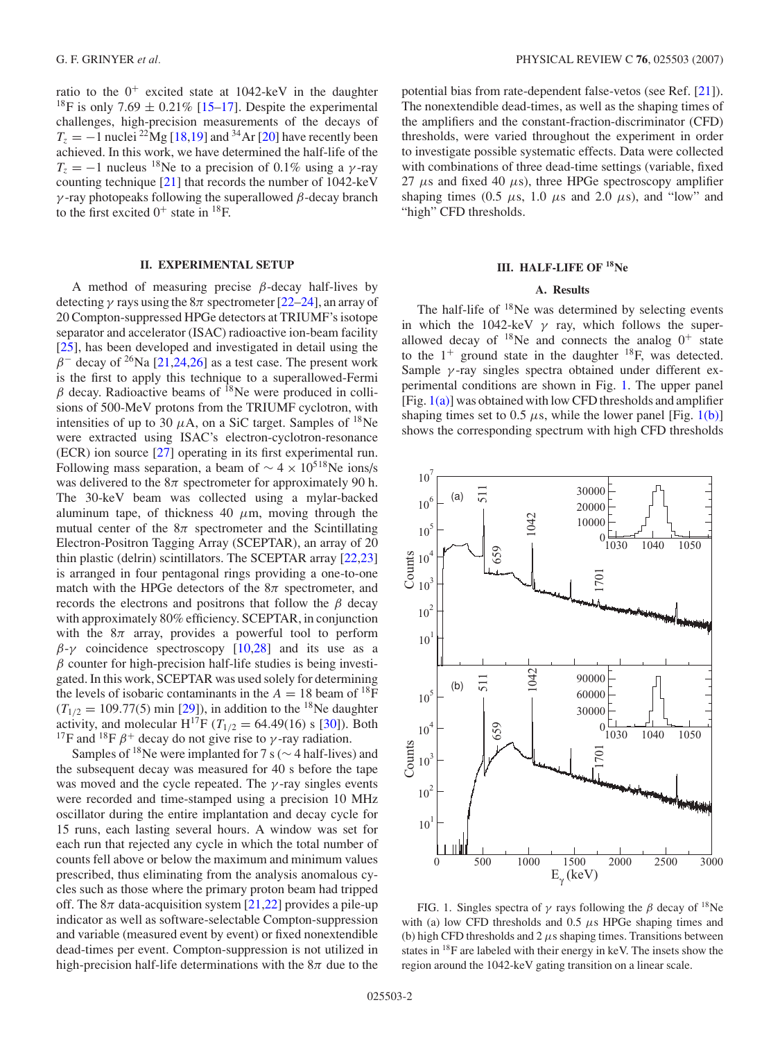ratio to the $0^+$ excited state at 1042-keV in the daughter $^{18}$F is only 7.69 ± 0.21% [15–17]. Despite the experimental challenges, high-precision measurements of the decays of $T_z = -1$ nuclei $^{22}$Mg [18,19] and $^{34}$Ar [20] have recently been achieved. In this work, we have determined the half-life of the $T_z = -1$ nucleus $^{18}$Ne to a precision of 0.1% using a $\gamma$-ray counting technique [21] that records the number of 1042-keV $\gamma$-ray photopeaks following the superallowed $\beta$-decay branch to the first excited $0^+$ state in $^{18}$F.

## II. EXPERIMENTAL SETUP

A method of measuring precise $\beta$-decay half-lives by detecting $\gamma$ rays using the $8\pi$ spectrometer [22–24], an array of 20 Compton-suppressed HPGe detectors at TRIUMF's isotope separator and accelerator (ISAC) radioactive ion-beam facility [25], has been developed and investigated in detail using the $\beta^-$ decay of $^{26}$Na [21,24,26] as a test case. The present work is the first to apply this technique to a superallowed-Fermi $\beta$ decay. Radioactive beams of $^{18}$Ne were produced in collisions of 500-MeV protons from the TRIUMF cyclotron, with intensities of up to 30 $\mu$A, on a SiC target. Samples of $^{18}$Ne were extracted using ISAC's electron-cyclotron-resonance (ECR) ion source [27] operating in its first experimental run. Following mass separation, a beam of $\sim 4 \times 10^5$ $^{18}$Ne ions/s was delivered to the $8\pi$ spectrometer for approximately 90 h. The 30-keV beam was collected using a mylar-backed aluminum tape, of thickness 40 $\mu$m, moving through the mutual center of the $8\pi$ spectrometer and the Scintillating Electron-Positron Tagging Array (SCEPTAR), an array of 20 thin plastic (delrin) scintillators. The SCEPTAR array [22,23] is arranged in four pentagonal rings providing a one-to-one match with the HPGe detectors of the $8\pi$ spectrometer, and records the electrons and positrons that follow the $\beta$ decay with approximately 80% efficiency. SCEPTAR, in conjunction with the $8\pi$ array, provides a powerful tool to perform $\beta$-$\gamma$ coincidence spectroscopy [10,28] and its use as a $\beta$ counter for high-precision half-life studies is being investigated. In this work, SCEPTAR was used solely for determining the levels of isobaric contaminants in the $A = 18$ beam of $^{18}$F ($T_{1/2} = 109.77(5)$ min [29]), in addition to the $^{18}$Ne daughter activity, and molecular H$^{17}$F ($T_{1/2} = 64.49(16)$ s [30]). Both $^{17}$F and $^{18}$F $\beta^+$ decay do not give rise to $\gamma$-ray radiation.

Samples of $^{18}$Ne were implanted for 7 s ($\sim$ 4 half-lives) and the subsequent decay was measured for 40 s before the tape was moved and the cycle repeated. The $\gamma$-ray singles events were recorded and time-stamped using a precision 10 MHz oscillator during the entire implantation and decay cycle for 15 runs, each lasting several hours. A window was set for each run that rejected any cycle in which the total number of counts fell above or below the maximum and minimum values prescribed, thus eliminating from the analysis anomalous cycles such as those where the primary proton beam had tripped off. The $8\pi$ data-acquisition system [21,22] provides a pile-up indicator as well as software-selectable Compton-suppression and variable (measured event by event) or fixed nonextendible dead-times per event. Compton-suppression is not utilized in high-precision half-life determinations with the $8\pi$ due to the potential bias from rate-dependent false-vetos (see Ref. [21]). The nonextendible dead-times, as well as the shaping times of the amplifiers and the constant-fraction-discriminator (CFD) thresholds, were varied throughout the experiment in order to investigate possible systematic effects. Data were collected with combinations of three dead-time settings (variable, fixed 27 $\mu$s and fixed 40 $\mu$s), three HPGe spectroscopy amplifier shaping times (0.5 $\mu$s, 1.0 $\mu$s and 2.0 $\mu$s), and "low" and "high" CFD thresholds.

## III. HALF-LIFE OF $^{18}$Ne

### A. Results

The half-life of $^{18}$Ne was determined by selecting events in which the 1042-keV $\gamma$ ray, which follows the superallowed decay of $^{18}$Ne and connects the analog $0^+$ state to the $1^+$ ground state in the daughter $^{18}$F, was detected. Sample $\gamma$-ray singles spectra obtained under different experimental conditions are shown in Fig. 1. The upper panel [Fig. 1(a)] was obtained with low CFD thresholds and amplifier shaping times set to 0.5 $\mu$s, while the lower panel [Fig. 1(b)] shows the corresponding spectrum with high CFD thresholds

FIG. 1. Singles spectra of $\gamma$ rays following the $\beta$ decay of $^{18}$Ne with (a) low CFD thresholds and 0.5 $\mu$s HPGe shaping times and (b) high CFD thresholds and 2 $\mu$s shaping times. Transitions between states in $^{18}$F are labeled with their energy in keV. The insets show the region around the 1042-keV gating transition on a linear scale.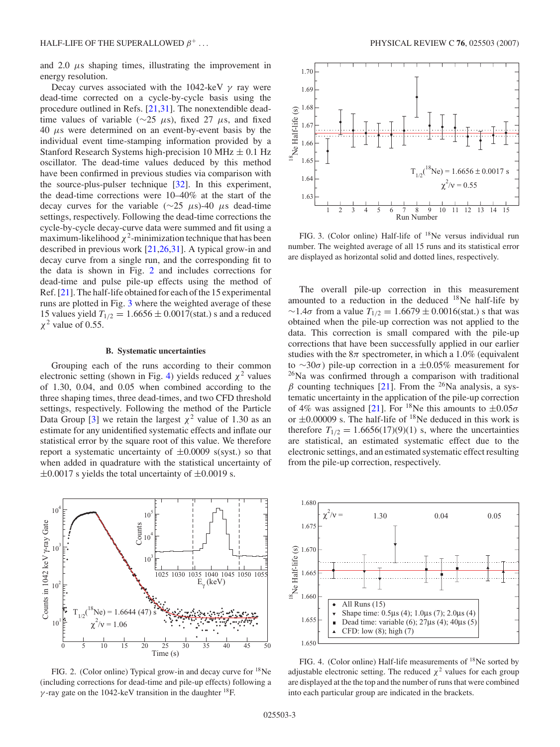and 2.0 $\mu$s shaping times, illustrating the improvement in energy resolution.

Decay curves associated with the 1042-keV $\gamma$ ray were dead-time corrected on a cycle-by-cycle basis using the procedure outlined in Refs. [21,31]. The nonextendible dead-time values of variable ($\sim$25 $\mu$s), fixed 27 $\mu$s, and fixed 40 $\mu$s were determined on an event-by-event basis by the individual event time-stamping information provided by a Stanford Research Systems high-precision 10 MHz $\pm$ 0.1 Hz oscillator. The dead-time values deduced by this method have been confirmed in previous studies via comparison with the source-plus-pulser technique [32]. In this experiment, the dead-time corrections were 10–40% at the start of the decay curves for the variable ($\sim$25 $\mu$s)-40 $\mu$s dead-time settings, respectively. Following the dead-time corrections the cycle-by-cycle decay-curve data were summed and fit using a maximum-likelihood $\chi^2$-minimization technique that has been described in previous work [21,26,31]. A typical grow-in and decay curve from a single run, and the corresponding fit to the data is shown in Fig. 2 and includes corrections for dead-time and pulse pile-up effects using the method of Ref. [21]. The half-life obtained for each of the 15 experimental runs are plotted in Fig. 3 where the weighted average of these 15 values yield $T_{1/2} = 1.6656 \pm 0.0017$(stat.) s and a reduced $\chi^2$ value of 0.55.

### B. Systematic uncertainties

Grouping each of the runs according to their common electronic setting (shown in Fig. 4) yields reduced $\chi^2$ values of 1.30, 0.04, and 0.05 when combined according to the three shaping times, three dead-times, and two CFD threshold settings, respectively. Following the method of the Particle Data Group [3] we retain the largest $\chi^2$ value of 1.30 as an estimate for any unidentified systematic effects and inflate our statistical error by the square root of this value. We therefore report a systematic uncertainty of $\pm$0.0009 s(syst.) so that when added in quadrature with the statistical uncertainty of $\pm$0.0017 s yields the total uncertainty of $\pm$0.0019 s.

FIG. 2. (Color online) Typical grow-in and decay curve for $^{18}$Ne (including corrections for dead-time and pile-up effects) following a $\gamma$-ray gate on the 1042-keV transition in the daughter $^{18}$F.

FIG. 3. (Color online) Half-life of $^{18}$Ne versus individual run number. The weighted average of all 15 runs and its statistical error are displayed as horizontal solid and dotted lines, respectively.

The overall pile-up correction in this measurement amounted to a reduction in the deduced $^{18}$Ne half-life by $\sim$1.4$\sigma$ from a value $T_{1/2} = 1.6679 \pm 0.0016$(stat.) s that was obtained when the pile-up correction was not applied to the data. This correction is small compared with the pile-up corrections that have been successfully applied in our earlier studies with the 8$\pi$ spectrometer, in which a 1.0% (equivalent to $\sim$30$\sigma$) pile-up correction in a $\pm$0.05% measurement for $^{26}$Na was confirmed through a comparison with traditional $\beta$ counting techniques [21]. From the $^{26}$Na analysis, a systematic uncertainty in the application of the pile-up correction of 4% was assigned [21]. For $^{18}$Ne this amounts to $\pm$0.05$\sigma$ or $\pm$0.00009 s. The half-life of $^{18}$Ne deduced in this work is therefore $T_{1/2} = 1.6656(17)(9)(1)$ s, where the uncertainties are statistical, an estimated systematic effect due to the electronic settings, and an estimated systematic effect resulting from the pile-up correction, respectively.

FIG. 4. (Color online) Half-life measurements of $^{18}$Ne sorted by adjustable electronic setting. The reduced $\chi^2$ values for each group are displayed at the the top and the number of runs that were combined into each particular group are indicated in the brackets.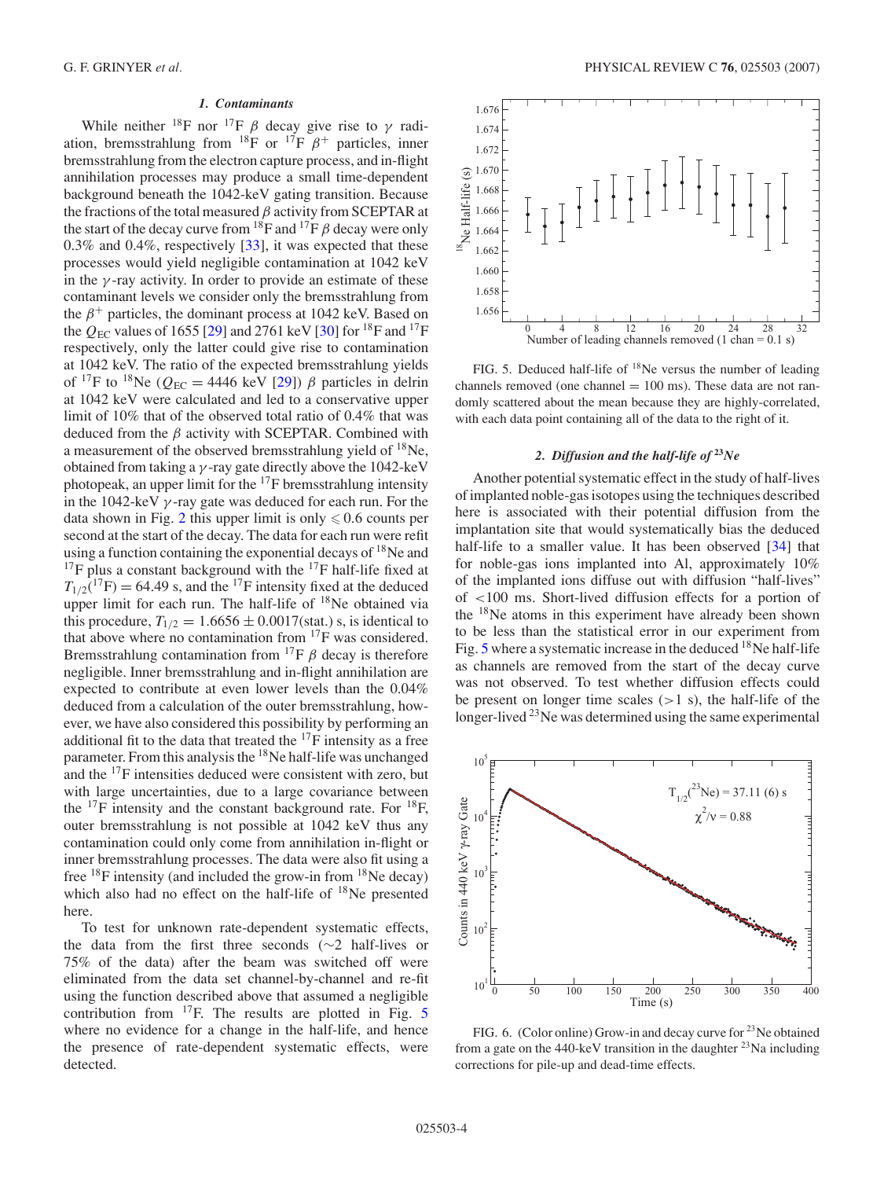#### 1. Contaminants

While neither $^{18}$F nor $^{17}$F $\beta$ decay give rise to $\gamma$ radiation, bremsstrahlung from $^{18}$F or $^{17}$F $\beta^+$ particles, inner bremsstrahlung from the electron capture process, and in-flight annihilation processes may produce a small time-dependent background beneath the 1042-keV gating transition. Because the fractions of the total measured $\beta$ activity from SCEPTAR at the start of the decay curve from $^{18}$F and $^{17}$F $\beta$ decay were only 0.3% and 0.4%, respectively [33], it was expected that these processes would yield negligible contamination at 1042 keV in the $\gamma$-ray activity. In order to provide an estimate of these contaminant levels we consider only the bremsstrahlung from the $\beta^+$ particles, the dominant process at 1042 keV. Based on the $Q_{EC}$ values of 1655 [29] and 2761 keV [30] for $^{18}$F and $^{17}$F respectively, only the latter could give rise to contamination at 1042 keV. The ratio of the expected bremsstrahlung yields of $^{17}$F to $^{18}$Ne ($Q_{EC} = 4446$ keV [29]) $\beta$ particles in delrin at 1042 keV were calculated and led to a conservative upper limit of 10% that of the observed total ratio of 0.4% that was deduced from the $\beta$ activity with SCEPTAR. Combined with a measurement of the observed bremsstrahlung yield of $^{18}$Ne, obtained from taking a $\gamma$-ray gate directly above the 1042-keV photopeak, an upper limit for the $^{17}$F bremsstrahlung intensity in the 1042-keV $\gamma$-ray gate was deduced for each run. For the data shown in Fig. 2 this upper limit is only $\leqslant 0.6$ counts per second at the start of the decay. The data for each run were refit using a function containing the exponential decays of $^{18}$Ne and $^{17}$F plus a constant background with the $^{17}$F half-life fixed at $T_{1/2}(^{17}\mathrm{F}) = 64.49$ s, and the $^{17}$F intensity fixed at the deduced upper limit for each run. The half-life of $^{18}$Ne obtained via this procedure, $T_{1/2} = 1.6656 \pm 0.0017(\mathrm{stat.})$ s, is identical to that above where no contamination from $^{17}$F was considered. Bremsstrahlung contamination from $^{17}$F $\beta$ decay is therefore negligible. Inner bremsstrahlung and in-flight annihilation are expected to contribute at even lower levels than the 0.04% deduced from a calculation of the outer bremsstrahlung, however, we have also considered this possibility by performing an additional fit to the data that treated the $^{17}$F intensity as a free parameter. From this analysis the $^{18}$Ne half-life was unchanged and the $^{17}$F intensities deduced were consistent with zero, but with large uncertainties, due to a large covariance between the $^{17}$F intensity and the constant background rate. For $^{18}$F, outer bremsstrahlung is not possible at 1042 keV thus any contamination could only come from annihilation in-flight or inner bremsstrahlung processes. The data were also fit using a free $^{18}$F intensity (and included the grow-in from $^{18}$Ne decay) which also had no effect on the half-life of $^{18}$Ne presented here.

To test for unknown rate-dependent systematic effects, the data from the first three seconds (~2 half-lives or 75% of the data) after the beam was switched off were eliminated from the data set channel-by-channel and re-fit using the function described above that assumed a negligible contribution from $^{17}$F. The results are plotted in Fig. 5 where no evidence for a change in the half-life, and hence the presence of rate-dependent systematic effects, were detected.

FIG. 5. Deduced half-life of $^{18}$Ne versus the number of leading channels removed (one channel = 100 ms). These data are not randomly scattered about the mean because they are highly-correlated, with each data point containing all of the data to the right of it.

#### 2. Diffusion and the half-life of $^{23}$Ne

Another potential systematic effect in the study of half-lives of implanted noble-gas isotopes using the techniques described here is associated with their potential diffusion from the implantation site that would systematically bias the deduced half-life to a smaller value. It has been observed [34] that for noble-gas ions implanted into Al, approximately 10% of the implanted ions diffuse out with diffusion "half-lives" of <100 ms. Short-lived diffusion effects for a portion of the $^{18}$Ne atoms in this experiment have already been shown to be less than the statistical error in our experiment from Fig. 5 where a systematic increase in the deduced $^{18}$Ne half-life as channels are removed from the start of the decay curve was not observed. To test whether diffusion effects could be present on longer time scales (>1 s), the half-life of the longer-lived $^{23}$Ne was determined using the same experimental

FIG. 6. (Color online) Grow-in and decay curve for $^{23}$Ne obtained from a gate on the 440-keV transition in the daughter $^{23}$Na including corrections for pile-up and dead-time effects.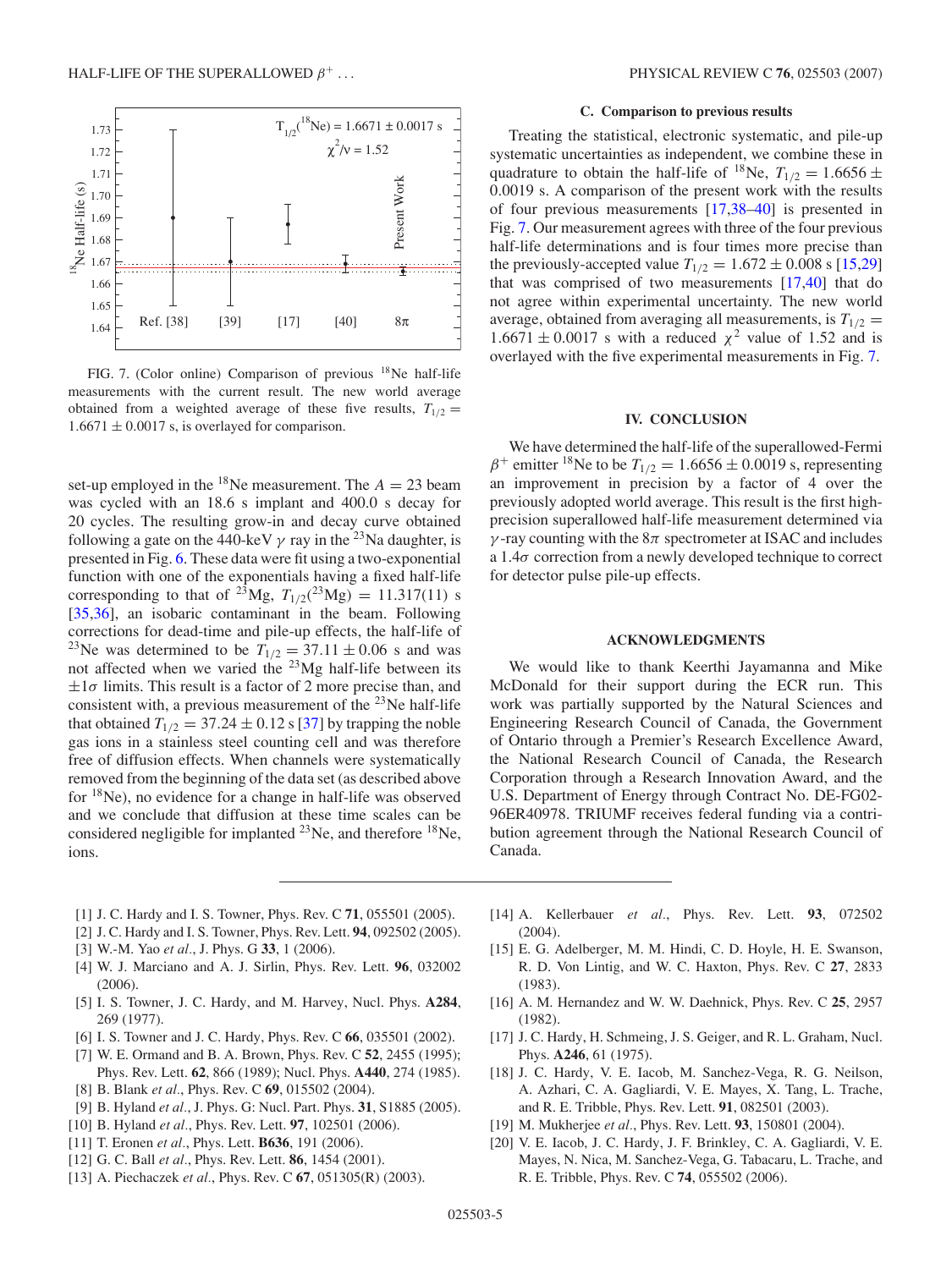FIG. 7. (Color online) Comparison of previous $^{18}$Ne half-life measurements with the current result. The new world average obtained from a weighted average of these five results, $T_{1/2} = 1.6671 \pm 0.0017$ s, is overlayed for comparison.

set-up employed in the $^{18}$Ne measurement. The $A = 23$ beam was cycled with an 18.6 s implant and 400.0 s decay for 20 cycles. The resulting grow-in and decay curve obtained following a gate on the 440-keV $\gamma$ ray in the $^{23}$Na daughter, is presented in Fig. 6. These data were fit using a two-exponential function with one of the exponentials having a fixed half-life corresponding to that of $^{23}$Mg, $T_{1/2}(^{23}\text{Mg}) = 11.317(11)$ s [35,36], an isobaric contaminant in the beam. Following corrections for dead-time and pile-up effects, the half-life of $^{23}$Ne was determined to be $T_{1/2} = 37.11 \pm 0.06$ s and was not affected when we varied the $^{23}$Mg half-life between its $\pm 1\sigma$ limits. This result is a factor of 2 more precise than, and consistent with, a previous measurement of the $^{23}$Ne half-life that obtained $T_{1/2} = 37.24 \pm 0.12$ s [37] by trapping the noble gas ions in a stainless steel counting cell and was therefore free of diffusion effects. When channels were systematically removed from the beginning of the data set (as described above for $^{18}$Ne), no evidence for a change in half-life was observed and we conclude that diffusion at these time scales can be considered negligible for implanted $^{23}$Ne, and therefore $^{18}$Ne, ions.

### C. Comparison to previous results

Treating the statistical, electronic systematic, and pile-up systematic uncertainties as independent, we combine these in quadrature to obtain the half-life of $^{18}$Ne, $T_{1/2} = 1.6656 \pm 0.0019$ s. A comparison of the present work with the results of four previous measurements [17,38–40] is presented in Fig. 7. Our measurement agrees with three of the four previous half-life determinations and is four times more precise than the previously-accepted value $T_{1/2} = 1.672 \pm 0.008$ s [15,29] that was comprised of two measurements [17,40] that do not agree within experimental uncertainty. The new world average, obtained from averaging all measurements, is $T_{1/2} = 1.6671 \pm 0.0017$ s with a reduced $\chi^2$ value of 1.52 and is overlayed with the five experimental measurements in Fig. 7.

## IV. CONCLUSION

We have determined the half-life of the superallowed-Fermi $\beta^+$ emitter $^{18}$Ne to be $T_{1/2} = 1.6656 \pm 0.0019$ s, representing an improvement in precision by a factor of 4 over the previously adopted world average. This result is the first high-precision superallowed half-life measurement determined via $\gamma$-ray counting with the $8\pi$ spectrometer at ISAC and includes a $1.4\sigma$ correction from a newly developed technique to correct for detector pulse pile-up effects.

## ACKNOWLEDGMENTS

We would like to thank Keerthi Jayamanna and Mike McDonald for their support during the ECR run. This work was partially supported by the Natural Sciences and Engineering Research Council of Canada, the Government of Ontario through a Premier's Research Excellence Award, the National Research Council of Canada, the Research Corporation through a Research Innovation Award, and the U.S. Department of Energy through Contract No. DE-FG02-96ER40978. TRIUMF receives federal funding via a contribution agreement through the National Research Council of Canada.

[1] J. C. Hardy and I. S. Towner, Phys. Rev. C **71**, 055501 (2005).
[2] J. C. Hardy and I. S. Towner, Phys. Rev. Lett. **94**, 092502 (2005).
[3] W.-M. Yao *et al.*, J. Phys. G **33**, 1 (2006).
[4] W. J. Marciano and A. J. Sirlin, Phys. Rev. Lett. **96**, 032002 (2006).
[5] I. S. Towner, J. C. Hardy, and M. Harvey, Nucl. Phys. **A284**, 269 (1977).
[6] I. S. Towner and J. C. Hardy, Phys. Rev. C **66**, 035501 (2002).
[7] W. E. Ormand and B. A. Brown, Phys. Rev. C **52**, 2455 (1995); Phys. Rev. Lett. **62**, 866 (1989); Nucl. Phys. **A440**, 274 (1985).
[8] B. Blank *et al.*, Phys. Rev. C **69**, 015502 (2004).
[9] B. Hyland *et al.*, J. Phys. G: Nucl. Part. Phys. **31**, S1885 (2005).
[10] B. Hyland *et al.*, Phys. Rev. Lett. **97**, 102501 (2006).
[11] T. Eronen *et al.*, Phys. Lett. **B636**, 191 (2006).
[12] G. C. Ball *et al.*, Phys. Rev. Lett. **86**, 1454 (2001).
[13] A. Piechaczek *et al.*, Phys. Rev. C **67**, 051305(R) (2003).
[14] A. Kellerbauer *et al.*, Phys. Rev. Lett. **93**, 072502 (2004).
[15] E. G. Adelberger, M. M. Hindi, C. D. Hoyle, H. E. Swanson, R. D. Von Lintig, and W. C. Haxton, Phys. Rev. C **27**, 2833 (1983).
[16] A. M. Hernandez and W. W. Daehnick, Phys. Rev. C **25**, 2957 (1982).
[17] J. C. Hardy, H. Schmeing, J. S. Geiger, and R. L. Graham, Nucl. Phys. **A246**, 61 (1975).
[18] J. C. Hardy, V. E. Iacob, M. Sanchez-Vega, R. G. Neilson, A. Azhari, C. A. Gagliardi, V. E. Mayes, X. Tang, L. Trache, and R. E. Tribble, Phys. Rev. Lett. **91**, 082501 (2003).
[19] M. Mukherjee *et al.*, Phys. Rev. Lett. **93**, 150801 (2004).
[20] V. E. Iacob, J. C. Hardy, J. F. Brinkley, C. A. Gagliardi, V. E. Mayes, N. Nica, M. Sanchez-Vega, G. Tabacaru, L. Trache, and R. E. Tribble, Phys. Rev. C **74**, 055502 (2006).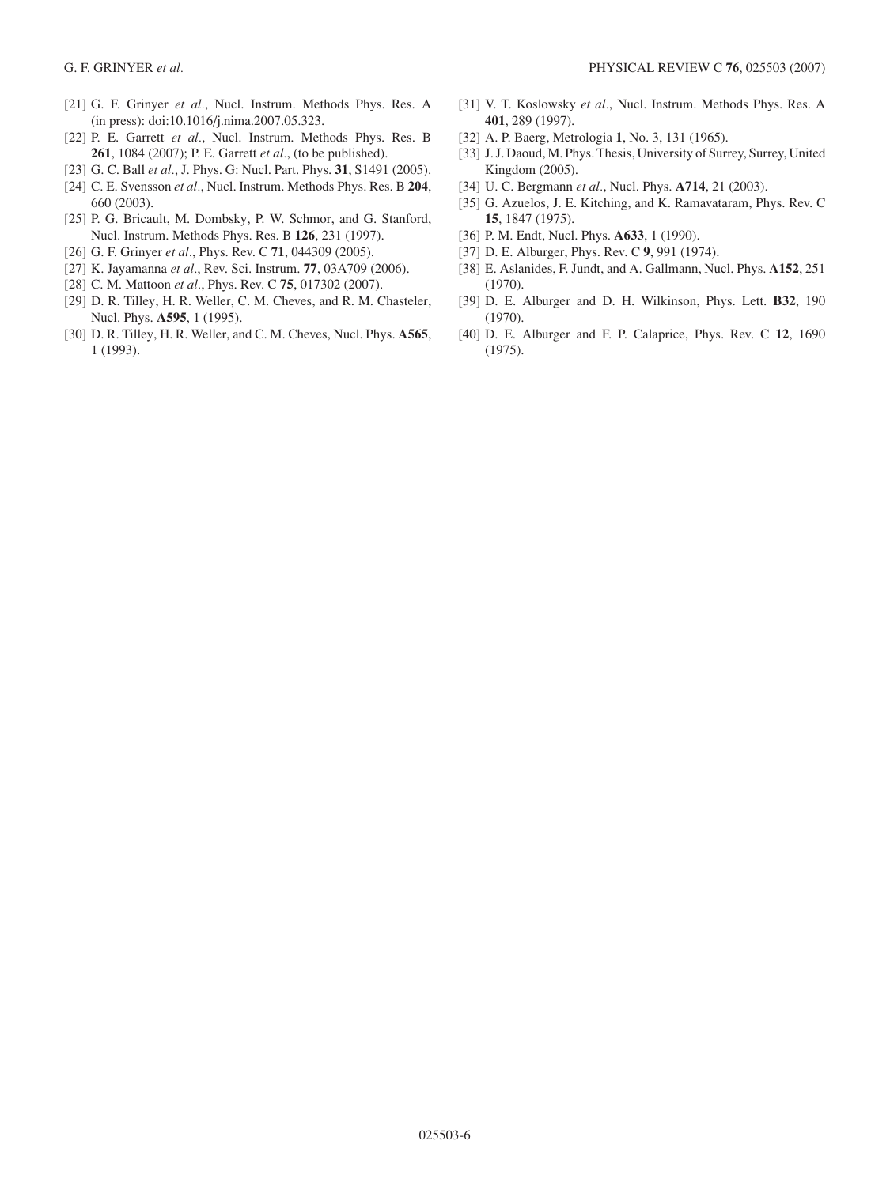[21] G. F. Grinyer *et al.*, Nucl. Instrum. Methods Phys. Res. A (in press): doi:10.1016/j.nima.2007.05.323.

[22] P. E. Garrett *et al.*, Nucl. Instrum. Methods Phys. Res. B **261**, 1084 (2007); P. E. Garrett *et al.*, (to be published).

[23] G. C. Ball *et al.*, J. Phys. G: Nucl. Part. Phys. **31**, S1491 (2005).

[24] C. E. Svensson *et al.*, Nucl. Instrum. Methods Phys. Res. B **204**, 660 (2003).

[25] P. G. Bricault, M. Dombsky, P. W. Schmor, and G. Stanford, Nucl. Instrum. Methods Phys. Res. B **126**, 231 (1997).

[26] G. F. Grinyer *et al.*, Phys. Rev. C **71**, 044309 (2005).

[27] K. Jayamanna *et al.*, Rev. Sci. Instrum. **77**, 03A709 (2006).

[28] C. M. Mattoon *et al.*, Phys. Rev. C **75**, 017302 (2007).

[29] D. R. Tilley, H. R. Weller, C. M. Cheves, and R. M. Chasteler, Nucl. Phys. **A595**, 1 (1995).

[30] D. R. Tilley, H. R. Weller, and C. M. Cheves, Nucl. Phys. **A565**, 1 (1993).

[31] V. T. Koslowsky *et al.*, Nucl. Instrum. Methods Phys. Res. A **401**, 289 (1997).

[32] A. P. Baerg, Metrologia **1**, No. 3, 131 (1965).

[33] J. J. Daoud, M. Phys. Thesis, University of Surrey, Surrey, United Kingdom (2005).

[34] U. C. Bergmann *et al.*, Nucl. Phys. **A714**, 21 (2003).

[35] G. Azuelos, J. E. Kitching, and K. Ramavataram, Phys. Rev. C **15**, 1847 (1975).

[36] P. M. Endt, Nucl. Phys. **A633**, 1 (1990).

[37] D. E. Alburger, Phys. Rev. C **9**, 991 (1974).

[38] E. Aslanides, F. Jundt, and A. Gallmann, Nucl. Phys. **A152**, 251 (1970).

[39] D. E. Alburger and D. H. Wilkinson, Phys. Lett. **B32**, 190 (1970).

[40] D. E. Alburger and F. P. Calaprice, Phys. Rev. C **12**, 1690 (1975).